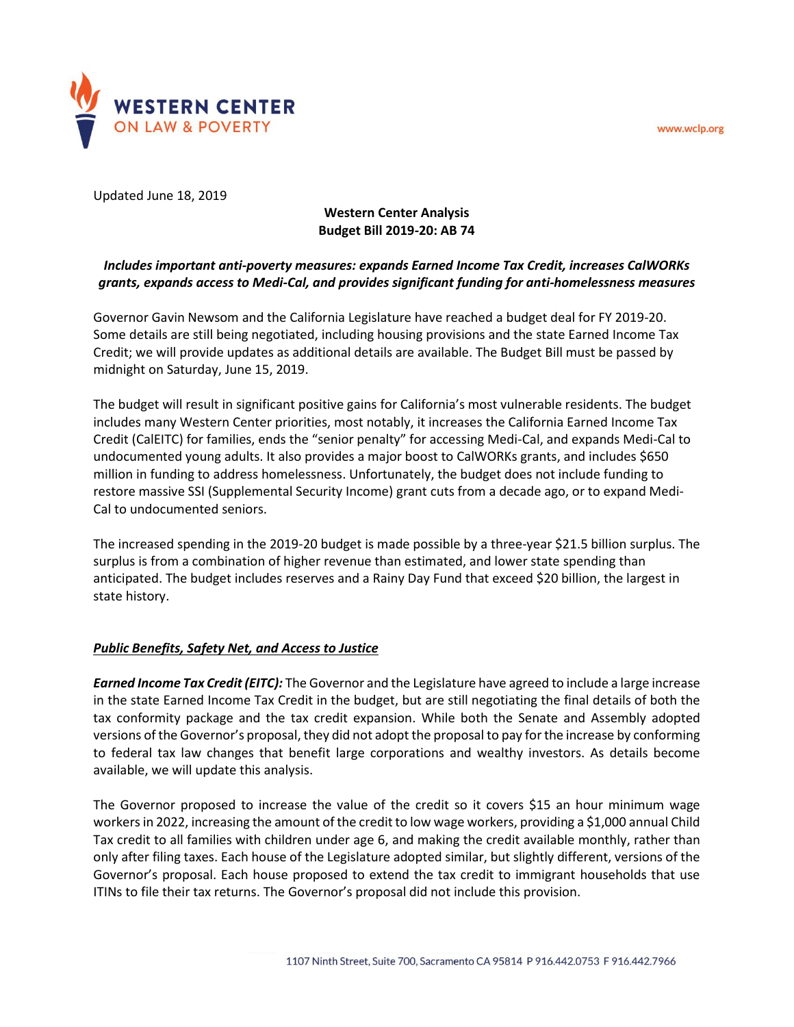WESTERN CENTER ON LAW & POVERTY

www.wclp.org

Updated June 18, 2019

**Western Center Analysis**
**Budget Bill 2019-20: AB 74**

***Includes important anti-poverty measures: expands Earned Income Tax Credit, increases CalWORKs grants, expands access to Medi-Cal, and provides significant funding for anti-homelessness measures***

Governor Gavin Newsom and the California Legislature have reached a budget deal for FY 2019-20. Some details are still being negotiated, including housing provisions and the state Earned Income Tax Credit; we will provide updates as additional details are available. The Budget Bill must be passed by midnight on Saturday, June 15, 2019.

The budget will result in significant positive gains for California's most vulnerable residents. The budget includes many Western Center priorities, most notably, it increases the California Earned Income Tax Credit (CalEITC) for families, ends the "senior penalty" for accessing Medi-Cal, and expands Medi-Cal to undocumented young adults. It also provides a major boost to CalWORKs grants, and includes $650 million in funding to address homelessness. Unfortunately, the budget does not include funding to restore massive SSI (Supplemental Security Income) grant cuts from a decade ago, or to expand Medi-Cal to undocumented seniors.

The increased spending in the 2019-20 budget is made possible by a three-year $21.5 billion surplus. The surplus is from a combination of higher revenue than estimated, and lower state spending than anticipated. The budget includes reserves and a Rainy Day Fund that exceed $20 billion, the largest in state history.

## ***Public Benefits, Safety Net, and Access to Justice***

***Earned Income Tax Credit (EITC):*** The Governor and the Legislature have agreed to include a large increase in the state Earned Income Tax Credit in the budget, but are still negotiating the final details of both the tax conformity package and the tax credit expansion. While both the Senate and Assembly adopted versions of the Governor's proposal, they did not adopt the proposal to pay for the increase by conforming to federal tax law changes that benefit large corporations and wealthy investors. As details become available, we will update this analysis.

The Governor proposed to increase the value of the credit so it covers $15 an hour minimum wage workers in 2022, increasing the amount of the credit to low wage workers, providing a $1,000 annual Child Tax credit to all families with children under age 6, and making the credit available monthly, rather than only after filing taxes. Each house of the Legislature adopted similar, but slightly different, versions of the Governor's proposal. Each house proposed to extend the tax credit to immigrant households that use ITINs to file their tax returns. The Governor's proposal did not include this provision.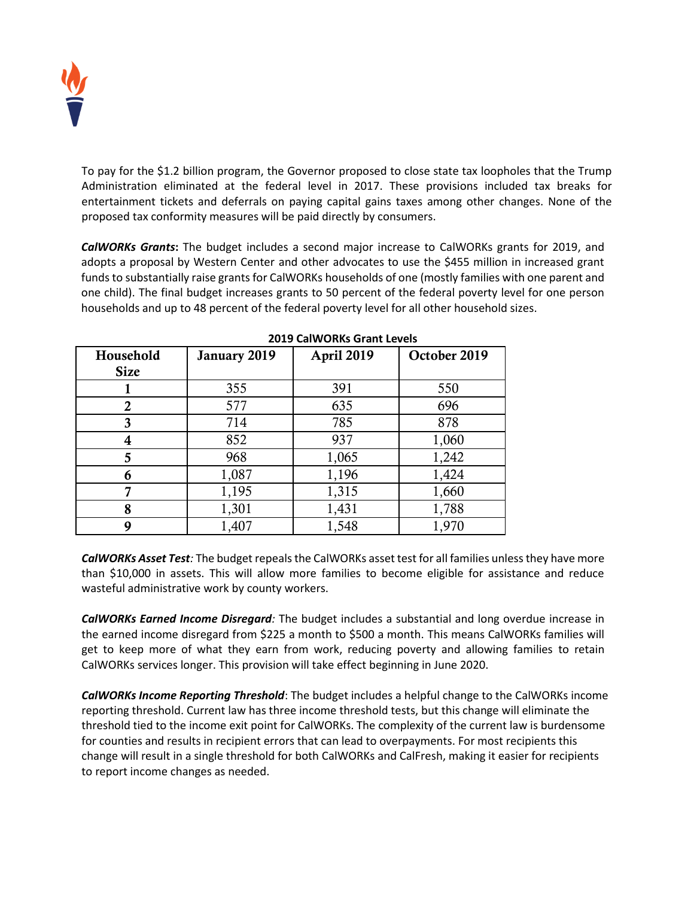To pay for the $1.2 billion program, the Governor proposed to close state tax loopholes that the Trump Administration eliminated at the federal level in 2017. These provisions included tax breaks for entertainment tickets and deferrals on paying capital gains taxes among other changes. None of the proposed tax conformity measures will be paid directly by consumers.

***CalWORKs Grants*****:** The budget includes a second major increase to CalWORKs grants for 2019, and adopts a proposal by Western Center and other advocates to use the $455 million in increased grant funds to substantially raise grants for CalWORKs households of one (mostly families with one parent and one child). The final budget increases grants to 50 percent of the federal poverty level for one person households and up to 48 percent of the federal poverty level for all other household sizes.

**2019 CalWORKs Grant Levels**

| Household Size | January 2019 | April 2019 | October 2019 |
|---|---|---|---|
| 1 | 355 | 391 | 550 |
| 2 | 577 | 635 | 696 |
| 3 | 714 | 785 | 878 |
| 4 | 852 | 937 | 1,060 |
| 5 | 968 | 1,065 | 1,242 |
| 6 | 1,087 | 1,196 | 1,424 |
| 7 | 1,195 | 1,315 | 1,660 |
| 8 | 1,301 | 1,431 | 1,788 |
| 9 | 1,407 | 1,548 | 1,970 |

***CalWORKs Asset Test:*** The budget repeals the CalWORKs asset test for all families unless they have more than $10,000 in assets. This will allow more families to become eligible for assistance and reduce wasteful administrative work by county workers.

***CalWORKs Earned Income Disregard:*** The budget includes a substantial and long overdue increase in the earned income disregard from $225 a month to $500 a month. This means CalWORKs families will get to keep more of what they earn from work, reducing poverty and allowing families to retain CalWORKs services longer. This provision will take effect beginning in June 2020.

***CalWORKs Income Reporting Threshold***: The budget includes a helpful change to the CalWORKs income reporting threshold. Current law has three income threshold tests, but this change will eliminate the threshold tied to the income exit point for CalWORKs. The complexity of the current law is burdensome for counties and results in recipient errors that can lead to overpayments. For most recipients this change will result in a single threshold for both CalWORKs and CalFresh, making it easier for recipients to report income changes as needed.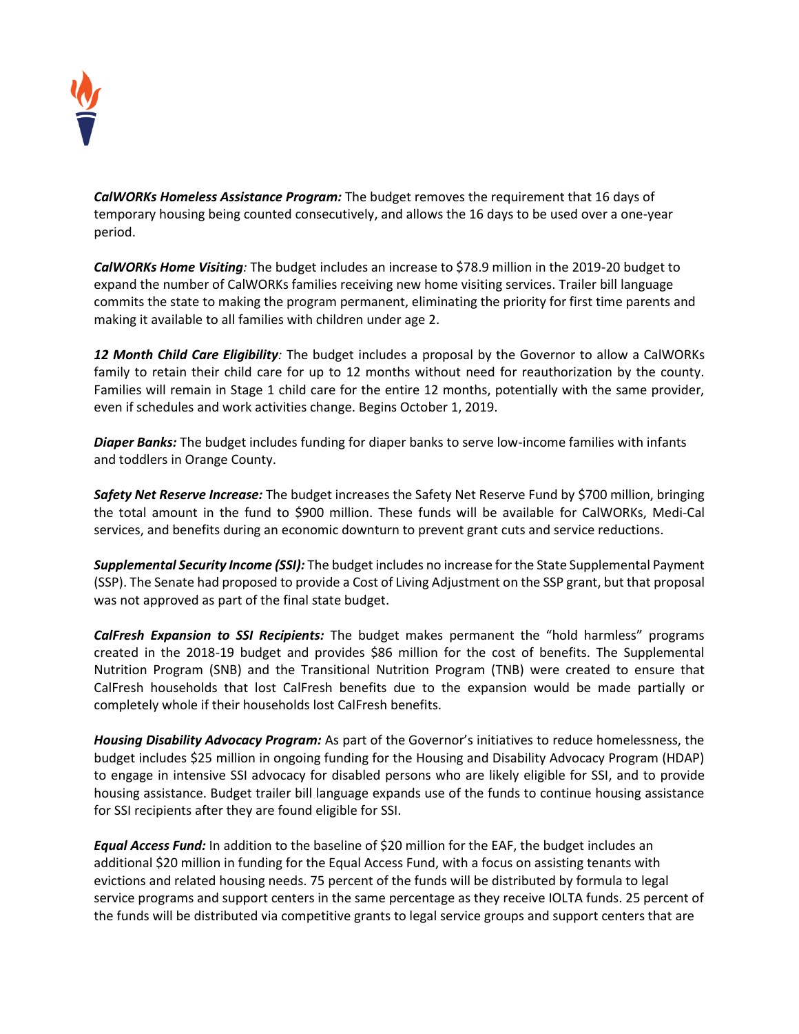***CalWORKs Homeless Assistance Program:*** The budget removes the requirement that 16 days of temporary housing being counted consecutively, and allows the 16 days to be used over a one-year period.

***CalWORKs Home Visiting**:* The budget includes an increase to $78.9 million in the 2019-20 budget to expand the number of CalWORKs families receiving new home visiting services. Trailer bill language commits the state to making the program permanent, eliminating the priority for first time parents and making it available to all families with children under age 2.

***12 Month Child Care Eligibility**:* The budget includes a proposal by the Governor to allow a CalWORKs family to retain their child care for up to 12 months without need for reauthorization by the county. Families will remain in Stage 1 child care for the entire 12 months, potentially with the same provider, even if schedules and work activities change. Begins October 1, 2019.

***Diaper Banks:*** The budget includes funding for diaper banks to serve low-income families with infants and toddlers in Orange County.

***Safety Net Reserve Increase:*** The budget increases the Safety Net Reserve Fund by $700 million, bringing the total amount in the fund to $900 million. These funds will be available for CalWORKs, Medi-Cal services, and benefits during an economic downturn to prevent grant cuts and service reductions.

***Supplemental Security Income (SSI):*** The budget includes no increase for the State Supplemental Payment (SSP). The Senate had proposed to provide a Cost of Living Adjustment on the SSP grant, but that proposal was not approved as part of the final state budget.

***CalFresh Expansion to SSI Recipients:*** The budget makes permanent the "hold harmless" programs created in the 2018-19 budget and provides $86 million for the cost of benefits. The Supplemental Nutrition Program (SNB) and the Transitional Nutrition Program (TNB) were created to ensure that CalFresh households that lost CalFresh benefits due to the expansion would be made partially or completely whole if their households lost CalFresh benefits.

***Housing Disability Advocacy Program:*** As part of the Governor's initiatives to reduce homelessness, the budget includes $25 million in ongoing funding for the Housing and Disability Advocacy Program (HDAP) to engage in intensive SSI advocacy for disabled persons who are likely eligible for SSI, and to provide housing assistance. Budget trailer bill language expands use of the funds to continue housing assistance for SSI recipients after they are found eligible for SSI.

***Equal Access Fund:*** In addition to the baseline of $20 million for the EAF, the budget includes an additional $20 million in funding for the Equal Access Fund, with a focus on assisting tenants with evictions and related housing needs. 75 percent of the funds will be distributed by formula to legal service programs and support centers in the same percentage as they receive IOLTA funds. 25 percent of the funds will be distributed via competitive grants to legal service groups and support centers that are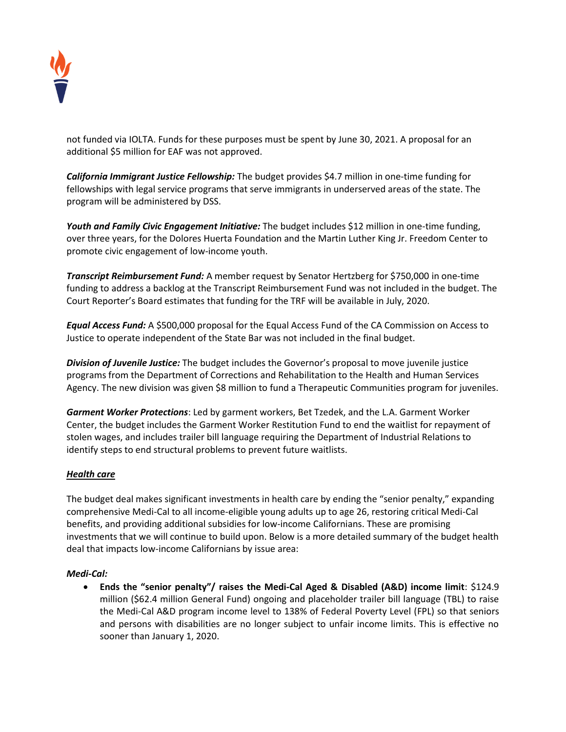not funded via IOLTA. Funds for these purposes must be spent by June 30, 2021. A proposal for an additional $5 million for EAF was not approved.

***California Immigrant Justice Fellowship:*** The budget provides $4.7 million in one-time funding for fellowships with legal service programs that serve immigrants in underserved areas of the state. The program will be administered by DSS.

***Youth and Family Civic Engagement Initiative:*** The budget includes $12 million in one-time funding, over three years, for the Dolores Huerta Foundation and the Martin Luther King Jr. Freedom Center to promote civic engagement of low-income youth.

***Transcript Reimbursement Fund:*** A member request by Senator Hertzberg for $750,000 in one-time funding to address a backlog at the Transcript Reimbursement Fund was not included in the budget. The Court Reporter's Board estimates that funding for the TRF will be available in July, 2020.

***Equal Access Fund:*** A $500,000 proposal for the Equal Access Fund of the CA Commission on Access to Justice to operate independent of the State Bar was not included in the final budget.

***Division of Juvenile Justice:*** The budget includes the Governor's proposal to move juvenile justice programs from the Department of Corrections and Rehabilitation to the Health and Human Services Agency. The new division was given $8 million to fund a Therapeutic Communities program for juveniles.

***Garment Worker Protections***: Led by garment workers, Bet Tzedek, and the L.A. Garment Worker Center, the budget includes the Garment Worker Restitution Fund to end the waitlist for repayment of stolen wages, and includes trailer bill language requiring the Department of Industrial Relations to identify steps to end structural problems to prevent future waitlists.

## ***Health care***

The budget deal makes significant investments in health care by ending the "senior penalty," expanding comprehensive Medi-Cal to all income-eligible young adults up to age 26, restoring critical Medi-Cal benefits, and providing additional subsidies for low-income Californians. These are promising investments that we will continue to build upon. Below is a more detailed summary of the budget health deal that impacts low-income Californians by issue area:

### *Medi-Cal:*

- **Ends the "senior penalty"/ raises the Medi-Cal Aged & Disabled (A&D) income limit**: $124.9 million ($62.4 million General Fund) ongoing and placeholder trailer bill language (TBL) to raise the Medi-Cal A&D program income level to 138% of Federal Poverty Level (FPL) so that seniors and persons with disabilities are no longer subject to unfair income limits. This is effective no sooner than January 1, 2020.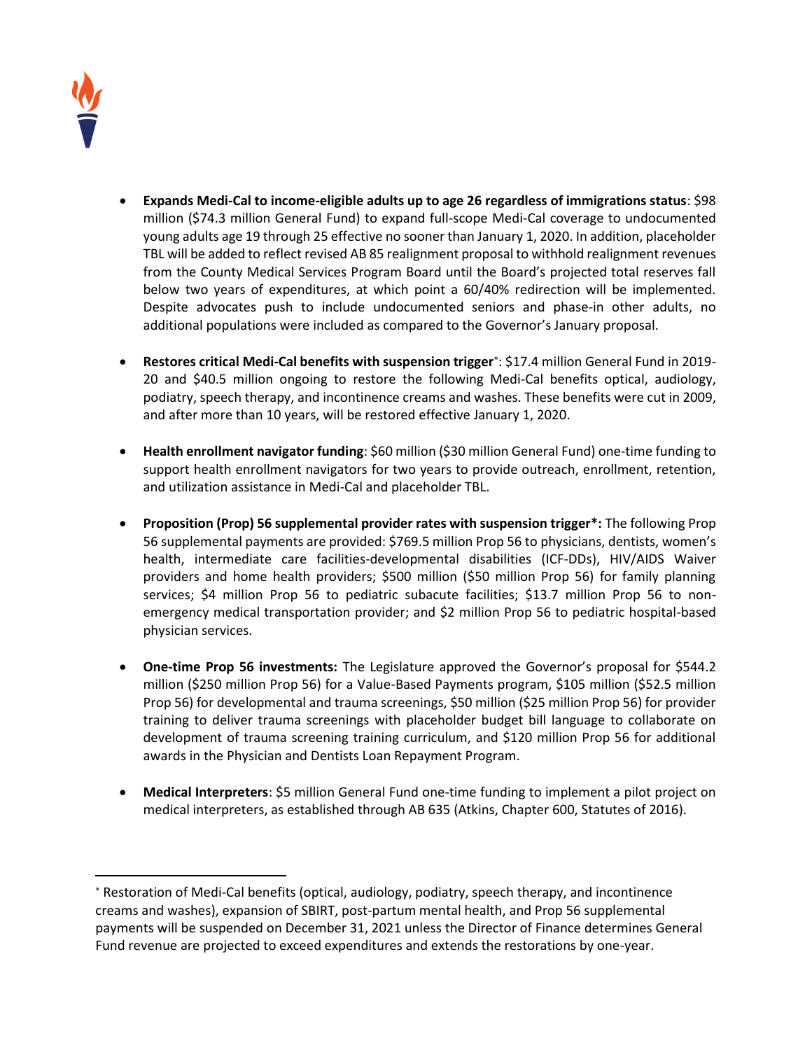- **Expands Medi-Cal to income-eligible adults up to age 26 regardless of immigrations status**: $98 million ($74.3 million General Fund) to expand full-scope Medi-Cal coverage to undocumented young adults age 19 through 25 effective no sooner than January 1, 2020. In addition, placeholder TBL will be added to reflect revised AB 85 realignment proposal to withhold realignment revenues from the County Medical Services Program Board until the Board's projected total reserves fall below two years of expenditures, at which point a 60/40% redirection will be implemented. Despite advocates push to include undocumented seniors and phase-in other adults, no additional populations were included as compared to the Governor's January proposal.

- **Restores critical Medi-Cal benefits with suspension trigger***: $17.4 million General Fund in 2019-20 and $40.5 million ongoing to restore the following Medi-Cal benefits optical, audiology, podiatry, speech therapy, and incontinence creams and washes. These benefits were cut in 2009, and after more than 10 years, will be restored effective January 1, 2020.

- **Health enrollment navigator funding**: $60 million ($30 million General Fund) one-time funding to support health enrollment navigators for two years to provide outreach, enrollment, retention, and utilization assistance in Medi-Cal and placeholder TBL.

- **Proposition (Prop) 56 supplemental provider rates with suspension trigger*:** The following Prop 56 supplemental payments are provided: $769.5 million Prop 56 to physicians, dentists, women's health, intermediate care facilities-developmental disabilities (ICF-DDs), HIV/AIDS Waiver providers and home health providers; $500 million ($50 million Prop 56) for family planning services; $4 million Prop 56 to pediatric subacute facilities; $13.7 million Prop 56 to non-emergency medical transportation provider; and $2 million Prop 56 to pediatric hospital-based physician services.

- **One-time Prop 56 investments:** The Legislature approved the Governor's proposal for $544.2 million ($250 million Prop 56) for a Value-Based Payments program, $105 million ($52.5 million Prop 56) for developmental and trauma screenings, $50 million ($25 million Prop 56) for provider training to deliver trauma screenings with placeholder budget bill language to collaborate on development of trauma screening training curriculum, and $120 million Prop 56 for additional awards in the Physician and Dentists Loan Repayment Program.

- **Medical Interpreters**: $5 million General Fund one-time funding to implement a pilot project on medical interpreters, as established through AB 635 (Atkins, Chapter 600, Statutes of 2016).

---

* Restoration of Medi-Cal benefits (optical, audiology, podiatry, speech therapy, and incontinence creams and washes), expansion of SBIRT, post-partum mental health, and Prop 56 supplemental payments will be suspended on December 31, 2021 unless the Director of Finance determines General Fund revenue are projected to exceed expenditures and extends the restorations by one-year.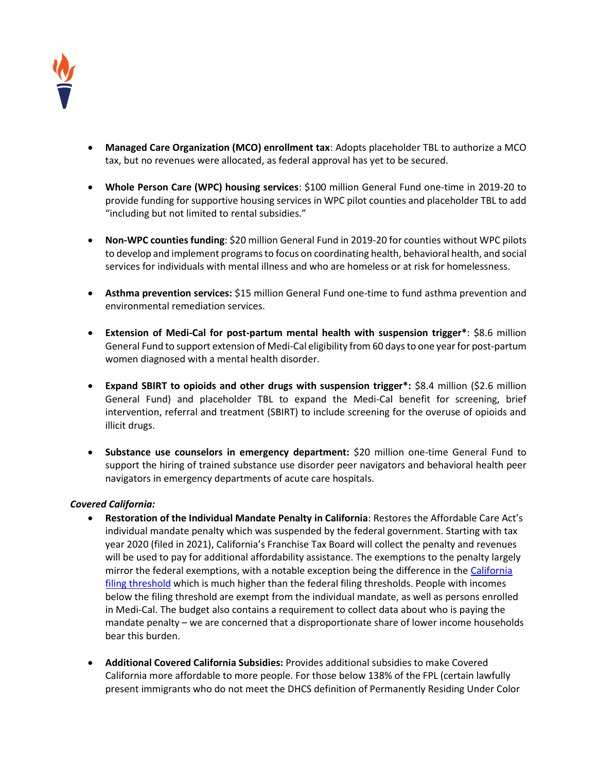- **Managed Care Organization (MCO) enrollment tax**: Adopts placeholder TBL to authorize a MCO tax, but no revenues were allocated, as federal approval has yet to be secured.

- **Whole Person Care (WPC) housing services**: $100 million General Fund one-time in 2019-20 to provide funding for supportive housing services in WPC pilot counties and placeholder TBL to add "including but not limited to rental subsidies."

- **Non-WPC counties funding**: $20 million General Fund in 2019-20 for counties without WPC pilots to develop and implement programs to focus on coordinating health, behavioral health, and social services for individuals with mental illness and who are homeless or at risk for homelessness.

- **Asthma prevention services:** $15 million General Fund one-time to fund asthma prevention and environmental remediation services.

- **Extension of Medi-Cal for post-partum mental health with suspension trigger***: $8.6 million General Fund to support extension of Medi-Cal eligibility from 60 days to one year for post-partum women diagnosed with a mental health disorder.

- **Expand SBIRT to opioids and other drugs with suspension trigger*:** $8.4 million ($2.6 million General Fund) and placeholder TBL to expand the Medi-Cal benefit for screening, brief intervention, referral and treatment (SBIRT) to include screening for the overuse of opioids and illicit drugs.

- **Substance use counselors in emergency department:** $20 million one-time General Fund to support the hiring of trained substance use disorder peer navigators and behavioral health peer navigators in emergency departments of acute care hospitals.

***Covered California:***

- **Restoration of the Individual Mandate Penalty in California**: Restores the Affordable Care Act's individual mandate penalty which was suspended by the federal government. Starting with tax year 2020 (filed in 2021), California's Franchise Tax Board will collect the penalty and revenues will be used to pay for additional affordability assistance. The exemptions to the penalty largely mirror the federal exemptions, with a notable exception being the difference in the California filing threshold which is much higher than the federal filing thresholds. People with incomes below the filing threshold are exempt from the individual mandate, as well as persons enrolled in Medi-Cal. The budget also contains a requirement to collect data about who is paying the mandate penalty – we are concerned that a disproportionate share of lower income households bear this burden.

- **Additional Covered California Subsidies:** Provides additional subsidies to make Covered California more affordable to more people. For those below 138% of the FPL (certain lawfully present immigrants who do not meet the DHCS definition of Permanently Residing Under Color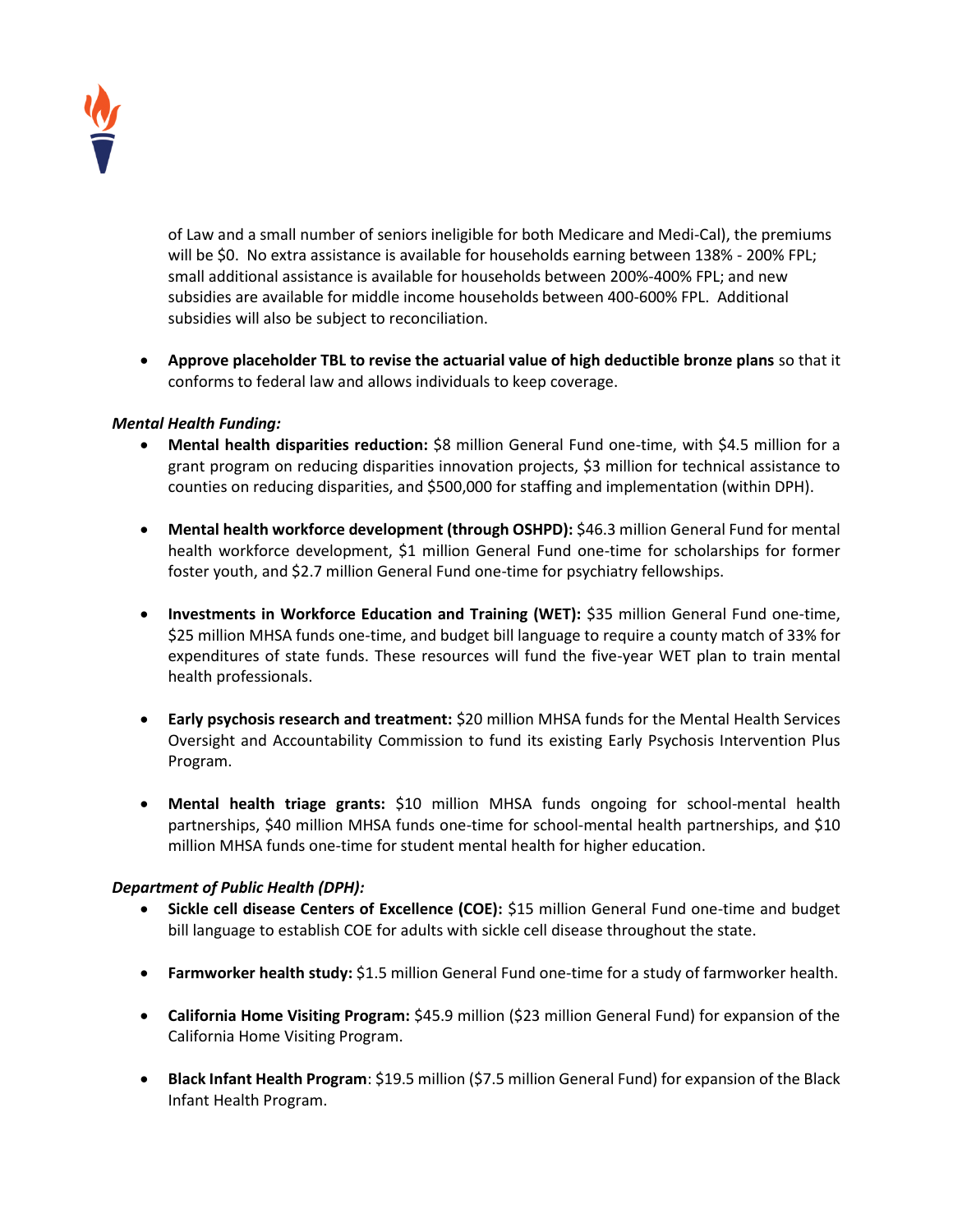of Law and a small number of seniors ineligible for both Medicare and Medi-Cal), the premiums will be $0. No extra assistance is available for households earning between 138% - 200% FPL; small additional assistance is available for households between 200%-400% FPL; and new subsidies are available for middle income households between 400-600% FPL. Additional subsidies will also be subject to reconciliation.

- **Approve placeholder TBL to revise the actuarial value of high deductible bronze plans** so that it conforms to federal law and allows individuals to keep coverage.

***Mental Health Funding:***

- **Mental health disparities reduction:** $8 million General Fund one-time, with $4.5 million for a grant program on reducing disparities innovation projects, $3 million for technical assistance to counties on reducing disparities, and $500,000 for staffing and implementation (within DPH).

- **Mental health workforce development (through OSHPD):** $46.3 million General Fund for mental health workforce development, $1 million General Fund one-time for scholarships for former foster youth, and $2.7 million General Fund one-time for psychiatry fellowships.

- **Investments in Workforce Education and Training (WET):** $35 million General Fund one-time, $25 million MHSA funds one-time, and budget bill language to require a county match of 33% for expenditures of state funds. These resources will fund the five-year WET plan to train mental health professionals.

- **Early psychosis research and treatment:** $20 million MHSA funds for the Mental Health Services Oversight and Accountability Commission to fund its existing Early Psychosis Intervention Plus Program.

- **Mental health triage grants:** $10 million MHSA funds ongoing for school-mental health partnerships, $40 million MHSA funds one-time for school-mental health partnerships, and $10 million MHSA funds one-time for student mental health for higher education.

***Department of Public Health (DPH):***

- **Sickle cell disease Centers of Excellence (COE):** $15 million General Fund one-time and budget bill language to establish COE for adults with sickle cell disease throughout the state.

- **Farmworker health study:** $1.5 million General Fund one-time for a study of farmworker health.

- **California Home Visiting Program:** $45.9 million ($23 million General Fund) for expansion of the California Home Visiting Program.

- **Black Infant Health Program**: $19.5 million ($7.5 million General Fund) for expansion of the Black Infant Health Program.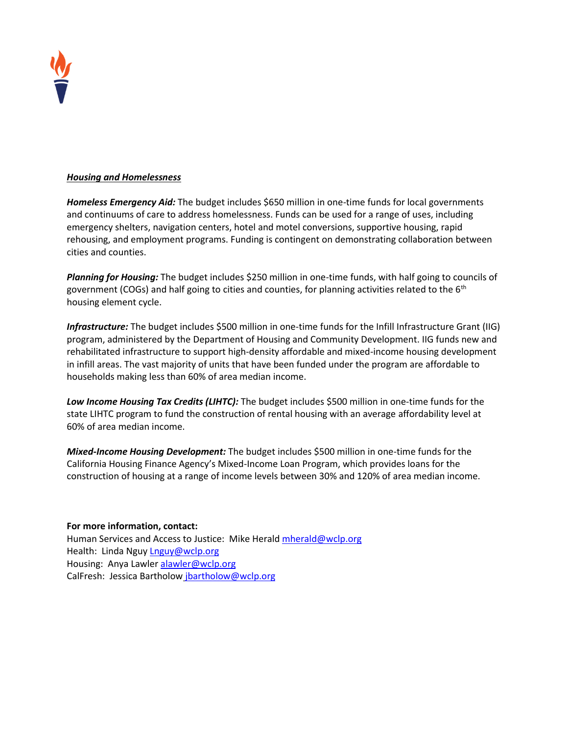***Housing and Homelessness***

***Homeless Emergency Aid:*** The budget includes $650 million in one-time funds for local governments and continuums of care to address homelessness. Funds can be used for a range of uses, including emergency shelters, navigation centers, hotel and motel conversions, supportive housing, rapid rehousing, and employment programs. Funding is contingent on demonstrating collaboration between cities and counties.

***Planning for Housing:*** The budget includes $250 million in one-time funds, with half going to councils of government (COGs) and half going to cities and counties, for planning activities related to the 6th housing element cycle.

***Infrastructure:*** The budget includes $500 million in one-time funds for the Infill Infrastructure Grant (IIG) program, administered by the Department of Housing and Community Development. IIG funds new and rehabilitated infrastructure to support high-density affordable and mixed-income housing development in infill areas. The vast majority of units that have been funded under the program are affordable to households making less than 60% of area median income.

***Low Income Housing Tax Credits (LIHTC):*** The budget includes $500 million in one-time funds for the state LIHTC program to fund the construction of rental housing with an average affordability level at 60% of area median income.

***Mixed-Income Housing Development:*** The budget includes $500 million in one-time funds for the California Housing Finance Agency's Mixed-Income Loan Program, which provides loans for the construction of housing at a range of income levels between 30% and 120% of area median income.

**For more information, contact:**
Human Services and Access to Justice: Mike Herald mherald@wclp.org
Health: Linda Nguy Lnguy@wclp.org
Housing: Anya Lawler alawler@wclp.org
CalFresh: Jessica Bartholow jbartholow@wclp.org